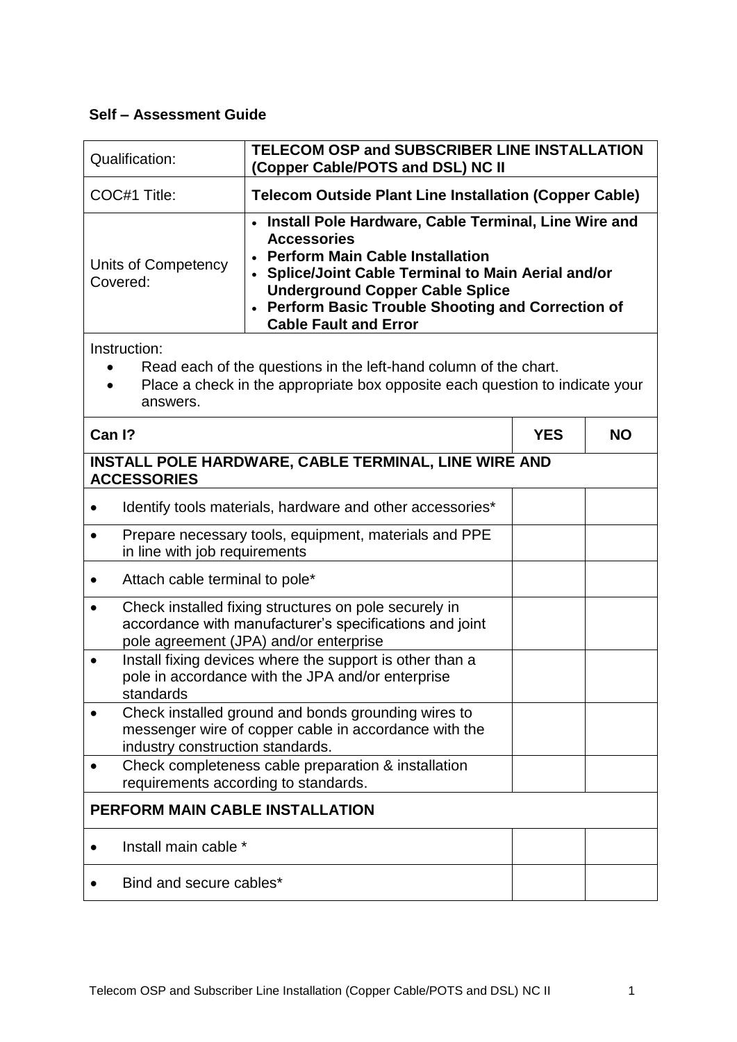**Self – Assessment Guide**

| Qualification: | **TELECOM OSP and SUBSCRIBER LINE INSTALLATION (Copper Cable/POTS and DSL) NC II** |
|---|---|
| COC#1 Title: | **Telecom Outside Plant Line Installation (Copper Cable)** |
| Units of Competency Covered: | • **Install Pole Hardware, Cable Terminal, Line Wire and Accessories**<br>• **Perform Main Cable Installation**<br>• **Splice/Joint Cable Terminal to Main Aerial and/or Underground Copper Cable Splice**<br>• **Perform Basic Trouble Shooting and Correction of Cable Fault and Error** |

Instruction:

- Read each of the questions in the left-hand column of the chart.
- Place a check in the appropriate box opposite each question to indicate your answers.

| **Can I?** | **YES** | **NO** |
|---|---|---|
| **INSTALL POLE HARDWARE, CABLE TERMINAL, LINE WIRE AND ACCESSORIES** | | |
| • Identify tools materials, hardware and other accessories* | | |
| • Prepare necessary tools, equipment, materials and PPE in line with job requirements | | |
| • Attach cable terminal to pole* | | |
| • Check installed fixing structures on pole securely in accordance with manufacturer's specifications and joint pole agreement (JPA) and/or enterprise | | |
| • Install fixing devices where the support is other than a pole in accordance with the JPA and/or enterprise standards | | |
| • Check installed ground and bonds grounding wires to messenger wire of copper cable in accordance with the industry construction standards. | | |
| • Check completeness cable preparation & installation requirements according to standards. | | |
| **PERFORM MAIN CABLE INSTALLATION** | | |
| • Install main cable * | | |
| • Bind and secure cables* | | |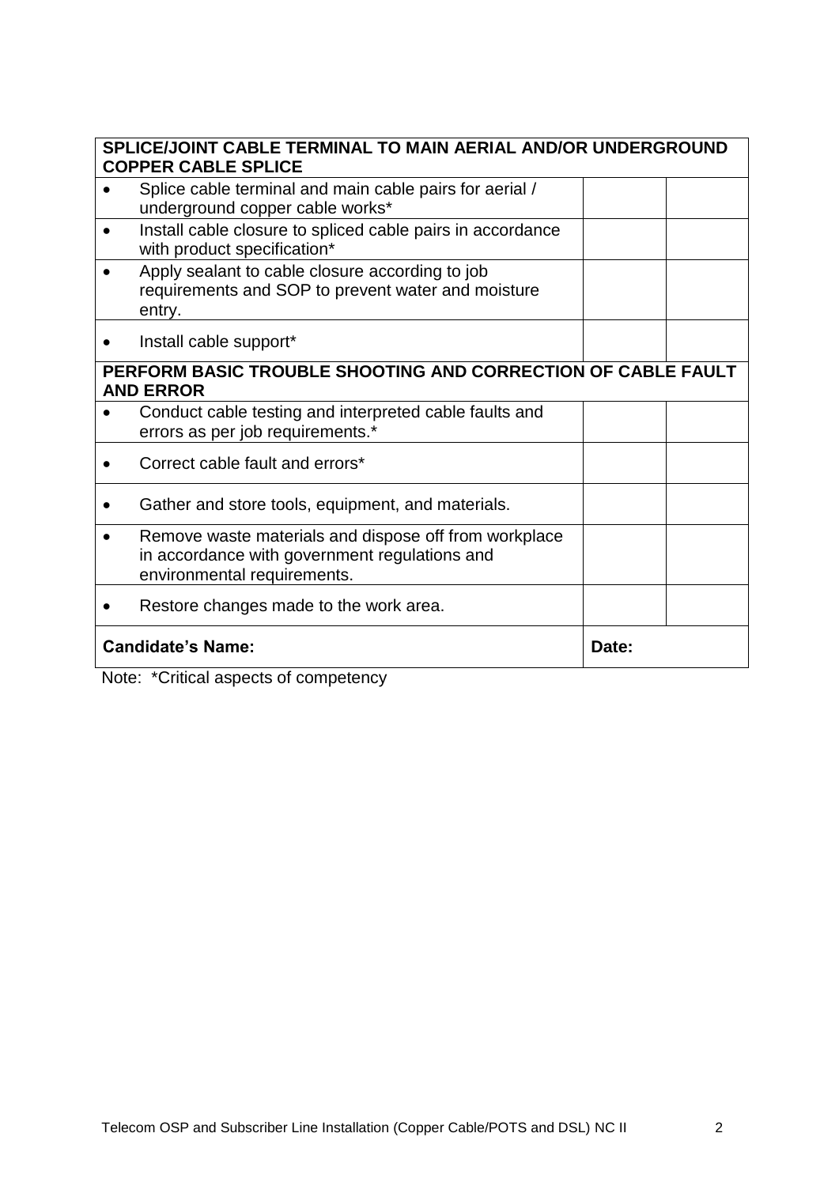| SPLICE/JOINT CABLE TERMINAL TO MAIN AERIAL AND/OR UNDERGROUND COPPER CABLE SPLICE | | |
|---|---|---|
| • Splice cable terminal and main cable pairs for aerial / underground copper cable works* | | |
| • Install cable closure to spliced cable pairs in accordance with product specification* | | |
| • Apply sealant to cable closure according to job requirements and SOP to prevent water and moisture entry. | | |
| • Install cable support* | | |
| **PERFORM BASIC TROUBLE SHOOTING AND CORRECTION OF CABLE FAULT AND ERROR** | | |
| • Conduct cable testing and interpreted cable faults and errors as per job requirements.* | | |
| • Correct cable fault and errors* | | |
| • Gather and store tools, equipment, and materials. | | |
| • Remove waste materials and dispose off from workplace in accordance with government regulations and environmental requirements. | | |
| • Restore changes made to the work area. | | |
| **Candidate's Name:** | **Date:** | |

Note: *Critical aspects of competency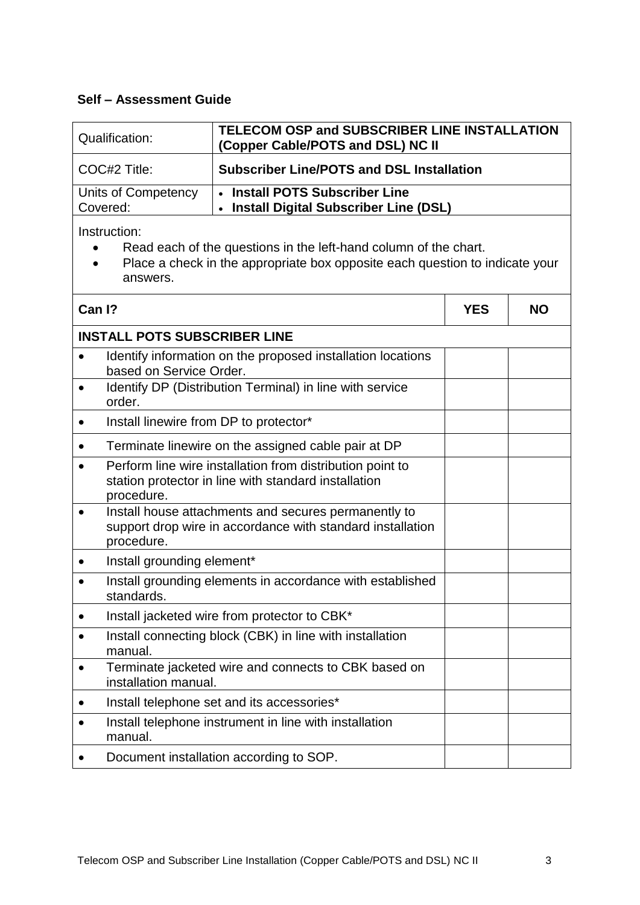**Self – Assessment Guide**

| Qualification: | **TELECOM OSP and SUBSCRIBER LINE INSTALLATION (Copper Cable/POTS and DSL) NC II** |
|---|---|
| COC#2 Title: | **Subscriber Line/POTS and DSL Installation** |
| Units of Competency Covered: | • **Install POTS Subscriber Line**<br>• **Install Digital Subscriber Line (DSL)** |

Instruction:

- Read each of the questions in the left-hand column of the chart.
- Place a check in the appropriate box opposite each question to indicate your answers.

| **Can I?** | **YES** | **NO** |
|---|---|---|
| **INSTALL POTS SUBSCRIBER LINE** | | |
| • Identify information on the proposed installation locations based on Service Order. | | |
| • Identify DP (Distribution Terminal) in line with service order. | | |
| • Install linewire from DP to protector* | | |
| • Terminate linewire on the assigned cable pair at DP | | |
| • Perform line wire installation from distribution point to station protector in line with standard installation procedure. | | |
| • Install house attachments and secures permanently to support drop wire in accordance with standard installation procedure. | | |
| • Install grounding element* | | |
| • Install grounding elements in accordance with established standards. | | |
| • Install jacketed wire from protector to CBK* | | |
| • Install connecting block (CBK) in line with installation manual. | | |
| • Terminate jacketed wire and connects to CBK based on installation manual. | | |
| • Install telephone set and its accessories* | | |
| • Install telephone instrument in line with installation manual. | | |
| • Document installation according to SOP. | | |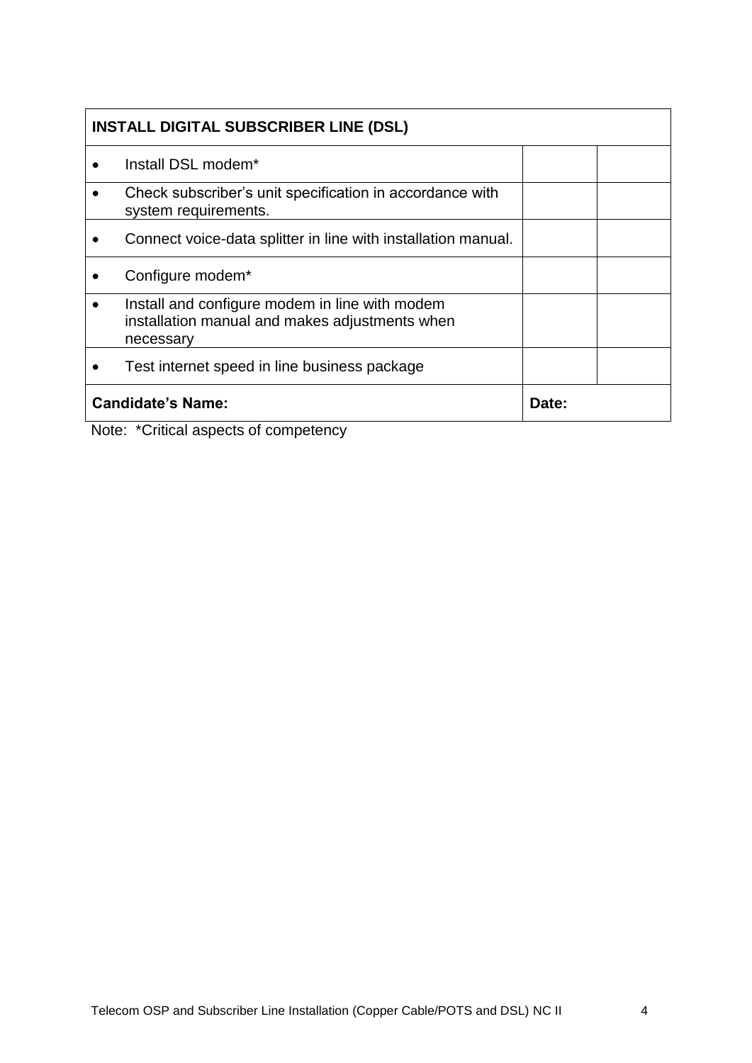| INSTALL DIGITAL SUBSCRIBER LINE (DSL) | | |
|---|---|---|
| • Install DSL modem* | | |
| • Check subscriber's unit specification in accordance with system requirements. | | |
| • Connect voice-data splitter in line with installation manual. | | |
| • Configure modem* | | |
| • Install and configure modem in line with modem installation manual and makes adjustments when necessary | | |
| • Test internet speed in line business package | | |
| **Candidate's Name:** | **Date:** | |

Note: *Critical aspects of competency